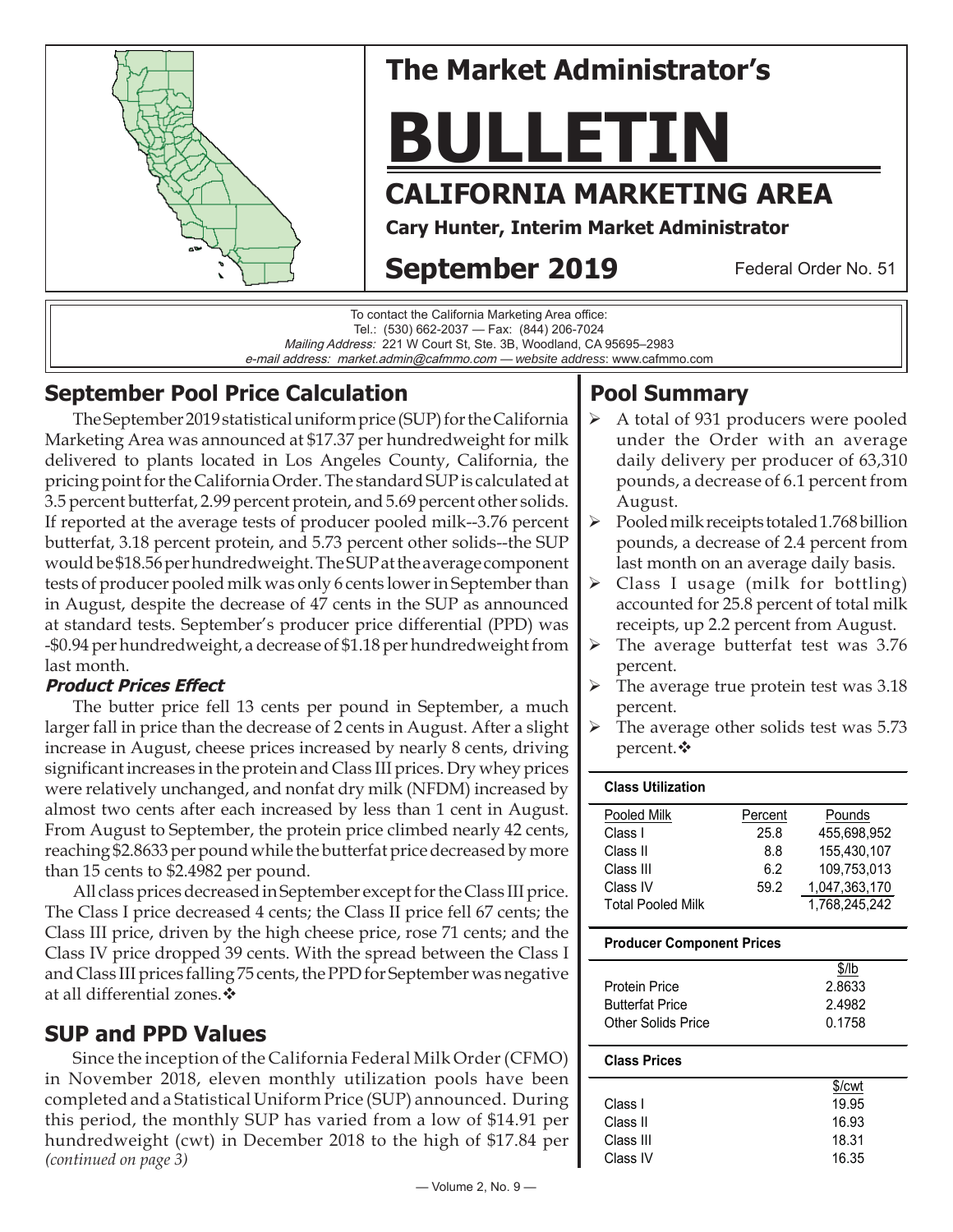# The Market Administrator's

# BULLETIN

## CALIFORNIA MARKETING AREA

**Cary Hunter, Interim Market Administrator**

## September 2019

Federal Order No. 51

To contact the California Marketing Area office:
Tel.: (530) 662-2037 — Fax: (844) 206-7024
*Mailing Address:* 221 W Court St, Ste. 3B, Woodland, CA 95695–2983
*e-mail address: market.admin@cafmmo.com — website address*: www.cafmmo.com

## September Pool Price Calculation

The September 2019 statistical uniform price (SUP) for the California Marketing Area was announced at $17.37 per hundredweight for milk delivered to plants located in Los Angeles County, California, the pricing point for the California Order. The standard SUP is calculated at 3.5 percent butterfat, 2.99 percent protein, and 5.69 percent other solids. If reported at the average tests of producer pooled milk--3.76 percent butterfat, 3.18 percent protein, and 5.73 percent other solids--the SUP would be $18.56 per hundredweight. The SUP at the average component tests of producer pooled milk was only 6 cents lower in September than in August, despite the decrease of 47 cents in the SUP as announced at standard tests. September's producer price differential (PPD) was -$0.94 per hundredweight, a decrease of $1.18 per hundredweight from last month.

### *Product Prices Effect*

The butter price fell 13 cents per pound in September, a much larger fall in price than the decrease of 2 cents in August. After a slight increase in August, cheese prices increased by nearly 8 cents, driving significant increases in the protein and Class III prices. Dry whey prices were relatively unchanged, and nonfat dry milk (NFDM) increased by almost two cents after each increased by less than 1 cent in August. From August to September, the protein price climbed nearly 42 cents, reaching $2.8633 per pound while the butterfat price decreased by more than 15 cents to $2.4982 per pound.

All class prices decreased in September except for the Class III price. The Class I price decreased 4 cents; the Class II price fell 67 cents; the Class III price, driven by the high cheese price, rose 71 cents; and the Class IV price dropped 39 cents. With the spread between the Class I and Class III prices falling 75 cents, the PPD for September was negative at all differential zones.❖

## SUP and PPD Values

Since the inception of the California Federal Milk Order (CFMO) in November 2018, eleven monthly utilization pools have been completed and a Statistical Uniform Price (SUP) announced. During this period, the monthly SUP has varied from a low of $14.91 per hundredweight (cwt) in December 2018 to the high of $17.84 per *(continued on page 3)*

## Pool Summary

- A total of 931 producers were pooled under the Order with an average daily delivery per producer of 63,310 pounds, a decrease of 6.1 percent from August.
- Pooled milk receipts totaled 1.768 billion pounds, a decrease of 2.4 percent from last month on an average daily basis.
- Class I usage (milk for bottling) accounted for 25.8 percent of total milk receipts, up 2.2 percent from August.
- The average butterfat test was 3.76 percent.
- The average true protein test was 3.18 percent.
- The average other solids test was 5.73 percent.❖

**Class Utilization**

| Pooled Milk | Percent | Pounds |
|---|---|---|
| Class I | 25.8 | 455,698,952 |
| Class II | 8.8 | 155,430,107 |
| Class III | 6.2 | 109,753,013 |
| Class IV | 59.2 | 1,047,363,170 |
| Total Pooled Milk | | 1,768,245,242 |

**Producer Component Prices**

| | $/lb |
|---|---|
| Protein Price | 2.8633 |
| Butterfat Price | 2.4982 |
| Other Solids Price | 0.1758 |

**Class Prices**

| | $/cwt |
|---|---|
| Class I | 19.95 |
| Class II | 16.93 |
| Class III | 18.31 |
| Class IV | 16.35 |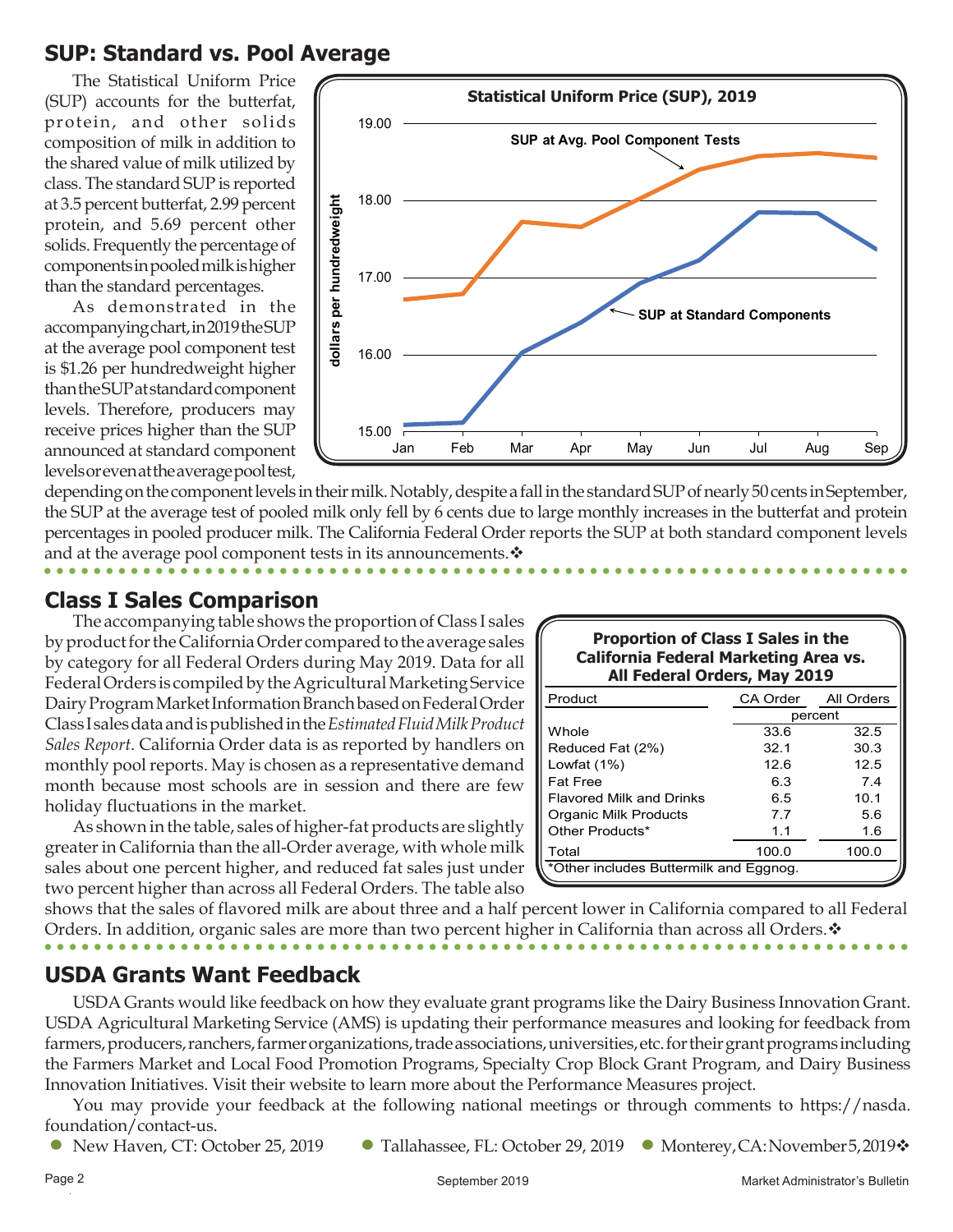## SUP: Standard vs. Pool Average

The Statistical Uniform Price (SUP) accounts for the butterfat, protein, and other solids composition of milk in addition to the shared value of milk utilized by class. The standard SUP is reported at 3.5 percent butterfat, 2.99 percent protein, and 5.69 percent other solids. Frequently the percentage of components in pooled milk is higher than the standard percentages.

As demonstrated in the accompanying chart, in 2019 the SUP at the average pool component test is $1.26 per hundredweight higher than the SUP at standard component levels. Therefore, producers may receive prices higher than the SUP announced at standard component levels or even at the average pool test, depending on the component levels in their milk. Notably, despite a fall in the standard SUP of nearly 50 cents in September, the SUP at the average test of pooled milk only fell by 6 cents due to large monthly increases in the butterfat and protein percentages in pooled producer milk. The California Federal Order reports the SUP at both standard component levels and at the average pool component tests in its announcements.❖

**Statistical Uniform Price (SUP), 2019**

(Chart: dollars per hundredweight, Jan–Sep; series "SUP at Avg. Pool Component Tests" and "SUP at Standard Components")

## Class I Sales Comparison

The accompanying table shows the proportion of Class I sales by product for the California Order compared to the average sales by category for all Federal Orders during May 2019. Data for all Federal Orders is compiled by the Agricultural Marketing Service Dairy Program Market Information Branch based on Federal Order Class I sales data and is published in the *Estimated Fluid Milk Product Sales Report*. California Order data is as reported by handlers on monthly pool reports. May is chosen as a representative demand month because most schools are in session and there are few holiday fluctuations in the market.

As shown in the table, sales of higher-fat products are slightly greater in California than the all-Order average, with whole milk sales about one percent higher, and reduced fat sales just under two percent higher than across all Federal Orders. The table also shows that the sales of flavored milk are about three and a half percent lower in California compared to all Federal Orders. In addition, organic sales are more than two percent higher in California than across all Orders.❖

**Proportion of Class I Sales in the California Federal Marketing Area vs. All Federal Orders, May 2019**

| Product | CA Order | All Orders |
|---|---|---|
| | percent | |
| Whole | 33.6 | 32.5 |
| Reduced Fat (2%) | 32.1 | 30.3 |
| Lowfat (1%) | 12.6 | 12.5 |
| Fat Free | 6.3 | 7.4 |
| Flavored Milk and Drinks | 6.5 | 10.1 |
| Organic Milk Products | 7.7 | 5.6 |
| Other Products* | 1.1 | 1.6 |
| Total | 100.0 | 100.0 |

*Other includes Buttermilk and Eggnog.

## USDA Grants Want Feedback

USDA Grants would like feedback on how they evaluate grant programs like the Dairy Business Innovation Grant. USDA Agricultural Marketing Service (AMS) is updating their performance measures and looking for feedback from farmers, producers, ranchers, farmer organizations, trade associations, universities, etc. for their grant programs including the Farmers Market and Local Food Promotion Programs, Specialty Crop Block Grant Program, and Dairy Business Innovation Initiatives. Visit their website to learn more about the Performance Measures project.

You may provide your feedback at the following national meetings or through comments to https://nasda.foundation/contact-us.

- New Haven, CT: October 25, 2019
- Tallahassee, FL: October 29, 2019
- Monterey, CA: November 5, 2019❖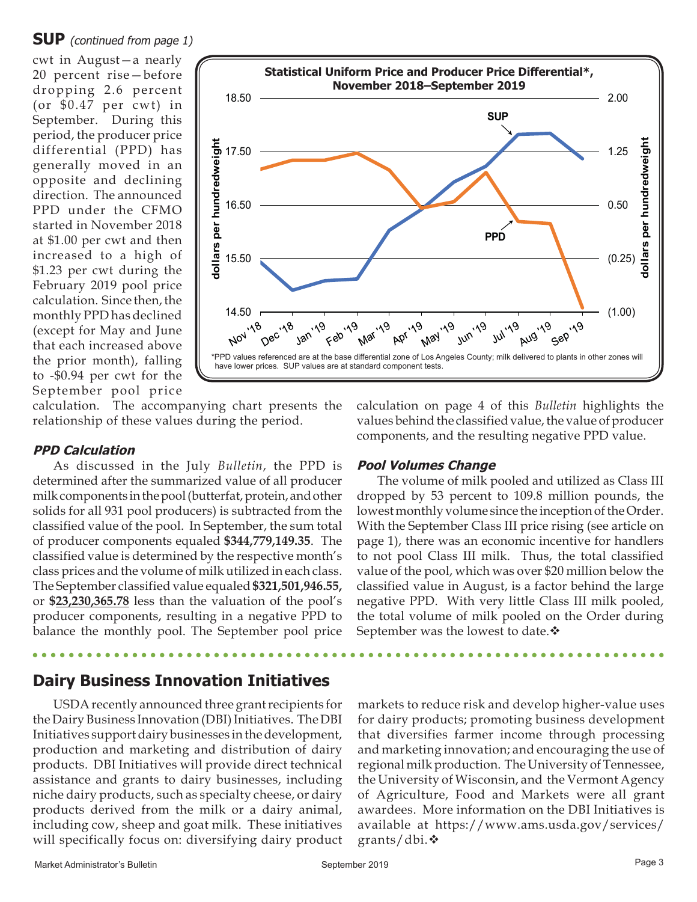## SUP *(continued from page 1)*

cwt in August—a nearly 20 percent rise—before dropping 2.6 percent (or $0.47 per cwt) in September. During this period, the producer price differential (PPD) has generally moved in an opposite and declining direction. The announced PPD under the CFMO started in November 2018 at $1.00 per cwt and then increased to a high of $1.23 per cwt during the February 2019 pool price calculation. Since then, the monthly PPD has declined (except for May and June that each increased above the prior month), falling to -$0.94 per cwt for the September pool price calculation. The accompanying chart presents the relationship of these values during the period.

**Statistical Uniform Price and Producer Price Differential\*, November 2018–September 2019**

\*PPD values referenced are at the base differential zone of Los Angeles County; milk delivered to plants in other zones will have lower prices. SUP values are at standard component tests.

### *PPD Calculation*

As discussed in the July *Bulletin*, the PPD is determined after the summarized value of all producer milk components in the pool (butterfat, protein, and other solids for all 931 pool producers) is subtracted from the classified value of the pool. In September, the sum total of producer components equaled **$344,779,149.35**. The classified value is determined by the respective month's class prices and the volume of milk utilized in each class. The September classified value equaled **$321,501,946.55**, or **$23,230,365.78** less than the valuation of the pool's producer components, resulting in a negative PPD to balance the monthly pool. The September pool price calculation on page 4 of this *Bulletin* highlights the values behind the classified value, the value of producer components, and the resulting negative PPD value.

### *Pool Volumes Change*

The volume of milk pooled and utilized as Class III dropped by 53 percent to 109.8 million pounds, the lowest monthly volume since the inception of the Order. With the September Class III price rising (see article on page 1), there was an economic incentive for handlers to not pool Class III milk. Thus, the total classified value of the pool, which was over $20 million below the classified value in August, is a factor behind the large negative PPD. With very little Class III milk pooled, the total volume of milk pooled on the Order during September was the lowest to date.❖

## Dairy Business Innovation Initiatives

USDA recently announced three grant recipients for the Dairy Business Innovation (DBI) Initiatives. The DBI Initiatives support dairy businesses in the development, production and marketing and distribution of dairy products. DBI Initiatives will provide direct technical assistance and grants to dairy businesses, including niche dairy products, such as specialty cheese, or dairy products derived from the milk or a dairy animal, including cow, sheep and goat milk. These initiatives will specifically focus on: diversifying dairy product markets to reduce risk and develop higher-value uses for dairy products; promoting business development that diversifies farmer income through processing and marketing innovation; and encouraging the use of regional milk production. The University of Tennessee, the University of Wisconsin, and the Vermont Agency of Agriculture, Food and Markets were all grant awardees. More information on the DBI Initiatives is available at https://www.ams.usda.gov/services/grants/dbi.❖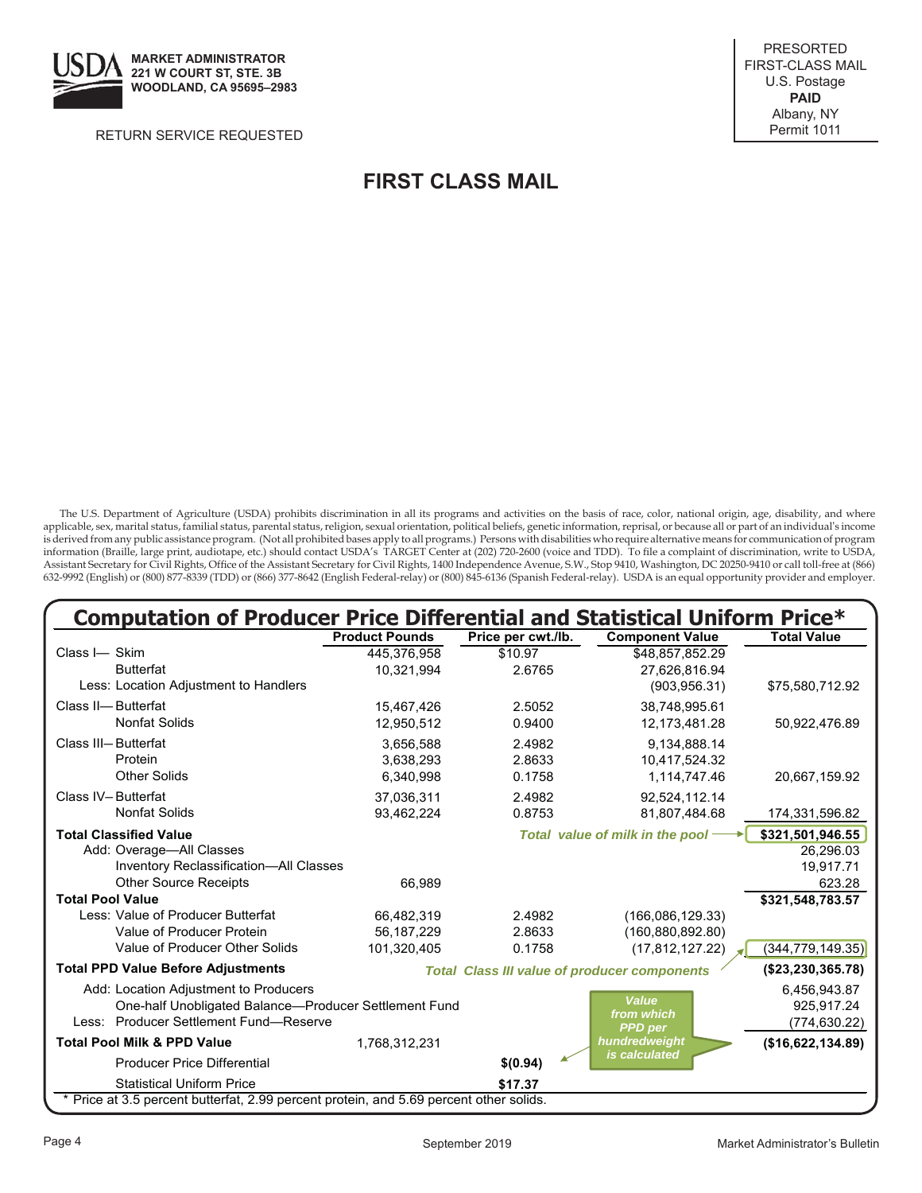MARKET ADMINISTRATOR
221 W COURT ST, STE. 3B
WOODLAND, CA 95695–2983

RETURN SERVICE REQUESTED

PRESORTED
FIRST-CLASS MAIL
U.S. Postage
**PAID**
Albany, NY
Permit 1011

## FIRST CLASS MAIL

The U.S. Department of Agriculture (USDA) prohibits discrimination in all its programs and activities on the basis of race, color, national origin, age, disability, and where applicable, sex, marital status, familial status, parental status, religion, sexual orientation, political beliefs, genetic information, reprisal, or because all or part of an individual's income is derived from any public assistance program. (Not all prohibited bases apply to all programs.) Persons with disabilities who require alternative means for communication of program information (Braille, large print, audiotape, etc.) should contact USDA's TARGET Center at (202) 720-2600 (voice and TDD). To file a complaint of discrimination, write to USDA, Assistant Secretary for Civil Rights, Office of the Assistant Secretary for Civil Rights, 1400 Independence Avenue, S.W., Stop 9410, Washington, DC 20250-9410 or call toll-free at (866) 632-9992 (English) or (800) 877-8339 (TDD) or (866) 377-8642 (English Federal-relay) or (800) 845-6136 (Spanish Federal-relay). USDA is an equal opportunity provider and employer.

## Computation of Producer Price Differential and Statistical Uniform Price*

| | Product Pounds | Price per cwt./lb. | Component Value | Total Value |
|---|---|---|---|---|
| Class I— Skim | 445,376,958 | $10.97 | $48,857,852.29 | |
| Butterfat | 10,321,994 | 2.6765 | 27,626,816.94 | |
| Less: Location Adjustment to Handlers | | | (903,956.31) | $75,580,712.92 |
| Class II— Butterfat | 15,467,426 | 2.5052 | 38,748,995.61 | |
| Nonfat Solids | 12,950,512 | 0.9400 | 12,173,481.28 | 50,922,476.89 |
| Class III— Butterfat | 3,656,588 | 2.4982 | 9,134,888.14 | |
| Protein | 3,638,293 | 2.8633 | 10,417,524.32 | |
| Other Solids | 6,340,998 | 0.1758 | 1,114,747.46 | 20,667,159.92 |
| Class IV— Butterfat | 37,036,311 | 2.4982 | 92,524,112.14 | |
| Nonfat Solids | 93,462,224 | 0.8753 | 81,807,484.68 | 174,331,596.82 |
| **Total Classified Value** | | *Total value of milk in the pool* | | **$321,501,946.55** |
| Add: Overage—All Classes | | | | 26,296.03 |
| Inventory Reclassification—All Classes | | | | 19,917.71 |
| Other Source Receipts | 66,989 | | | 623.28 |
| **Total Pool Value** | | | | **$321,548,783.57** |
| Less: Value of Producer Butterfat | 66,482,319 | 2.4982 | (166,086,129.33) | |
| Value of Producer Protein | 56,187,229 | 2.8633 | (160,880,892.80) | |
| Value of Producer Other Solids | 101,320,405 | 0.1758 | (17,812,127.22) | (344,779,149.35) |
| **Total PPD Value Before Adjustments** | | *Total Class III value of producer components* | | **($23,230,365.78)** |
| Add: Location Adjustment to Producers | | | | 6,456,943.87 |
| One-half Unobligated Balance—Producer Settlement Fund | | | | 925,917.24 |
| Less: Producer Settlement Fund—Reserve | | | | (774,630.22) |
| **Total Pool Milk & PPD Value** | 1,768,312,231 | | *Value from which PPD per hundredweight is calculated* | **($16,622,134.89)** |
| Producer Price Differential | | **$(0.94)** | | |
| Statistical Uniform Price | | **$17.37** | | |

\* Price at 3.5 percent butterfat, 2.99 percent protein, and 5.69 percent other solids.